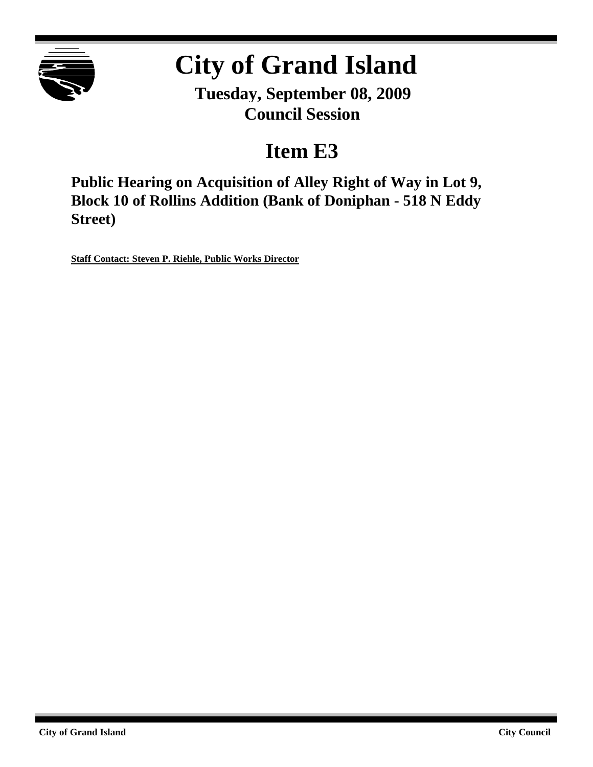# City of Grand Island

**Tuesday, September 08, 2009**
**Council Session**

## Item E3

### Public Hearing on Acquisition of Alley Right of Way in Lot 9, Block 10 of Rollins Addition (Bank of Doniphan - 518 N Eddy Street)

**Staff Contact: Steven P. Riehle, Public Works Director**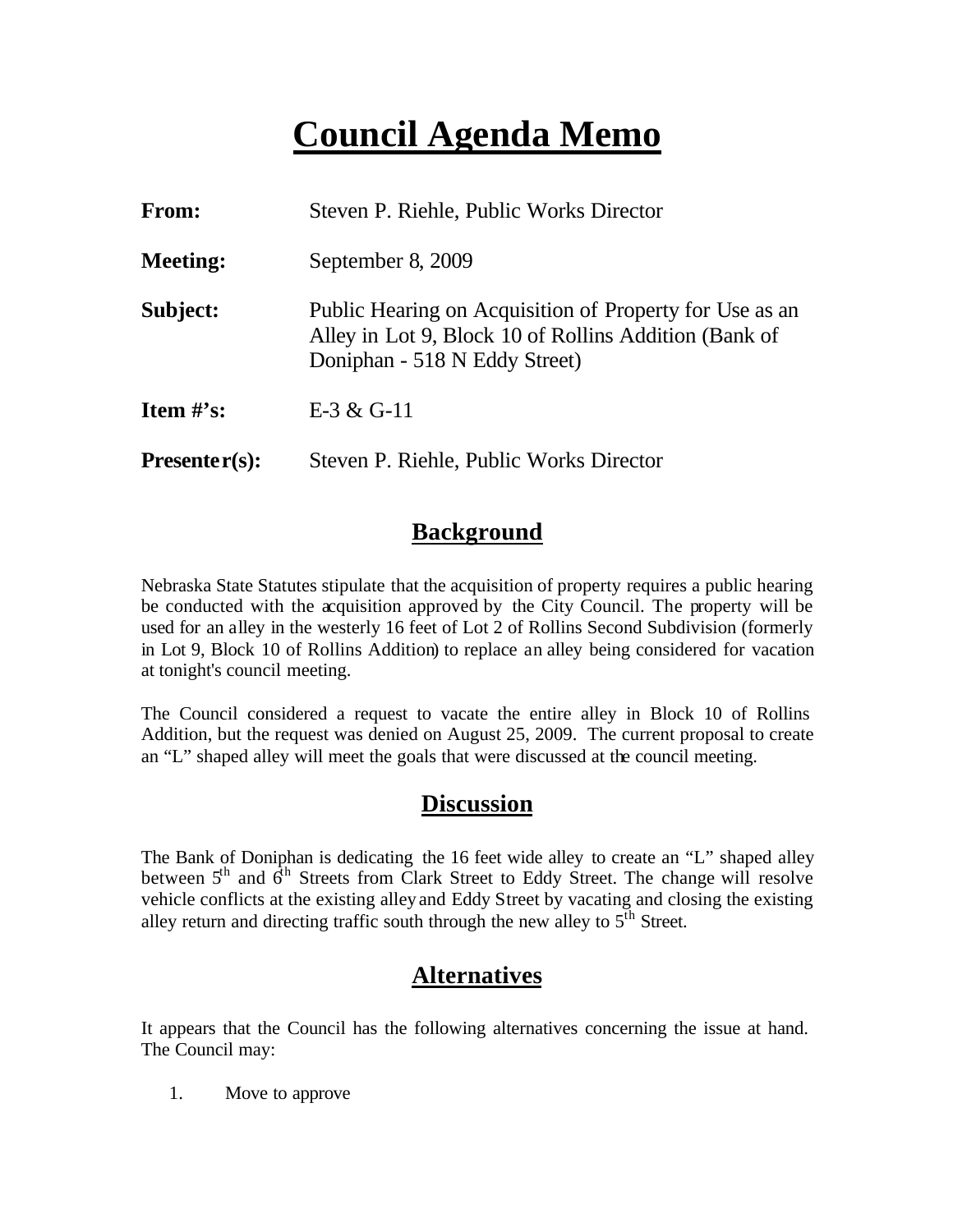# Council Agenda Memo

**From:** Steven P. Riehle, Public Works Director

**Meeting:** September 8, 2009

**Subject:** Public Hearing on Acquisition of Property for Use as an Alley in Lot 9, Block 10 of Rollins Addition (Bank of Doniphan - 518 N Eddy Street)

**Item #'s:** E-3 & G-11

**Presenter(s):** Steven P. Riehle, Public Works Director

## Background

Nebraska State Statutes stipulate that the acquisition of property requires a public hearing be conducted with the acquisition approved by the City Council. The property will be used for an alley in the westerly 16 feet of Lot 2 of Rollins Second Subdivision (formerly in Lot 9, Block 10 of Rollins Addition) to replace an alley being considered for vacation at tonight's council meeting.

The Council considered a request to vacate the entire alley in Block 10 of Rollins Addition, but the request was denied on August 25, 2009. The current proposal to create an "L" shaped alley will meet the goals that were discussed at the council meeting.

## Discussion

The Bank of Doniphan is dedicating the 16 feet wide alley to create an "L" shaped alley between 5th and 6th Streets from Clark Street to Eddy Street. The change will resolve vehicle conflicts at the existing alley and Eddy Street by vacating and closing the existing alley return and directing traffic south through the new alley to 5th Street.

## Alternatives

It appears that the Council has the following alternatives concerning the issue at hand. The Council may:

1. Move to approve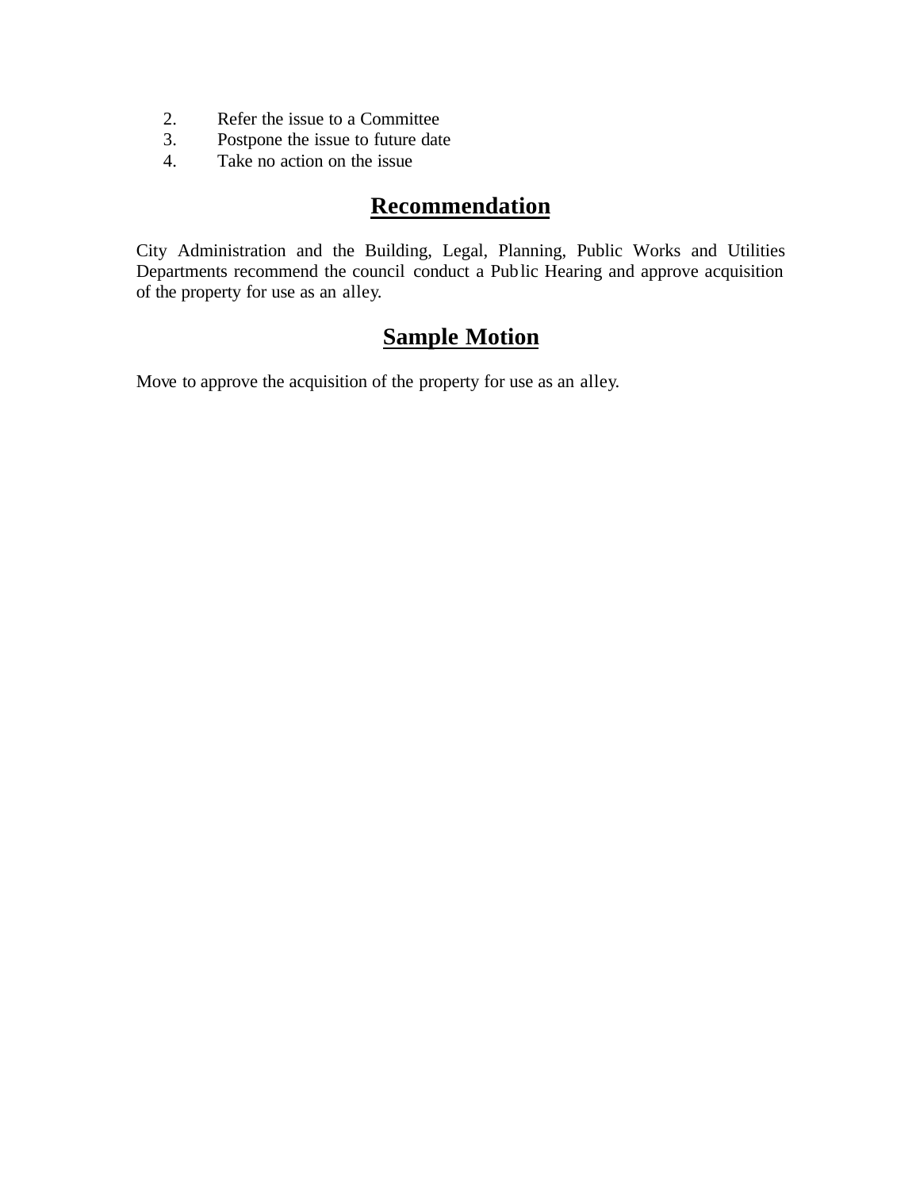2. Refer the issue to a Committee
3. Postpone the issue to future date
4. Take no action on the issue

## Recommendation

City Administration and the Building, Legal, Planning, Public Works and Utilities Departments recommend the council conduct a Public Hearing and approve acquisition of the property for use as an alley.

## Sample Motion

Move to approve the acquisition of the property for use as an alley.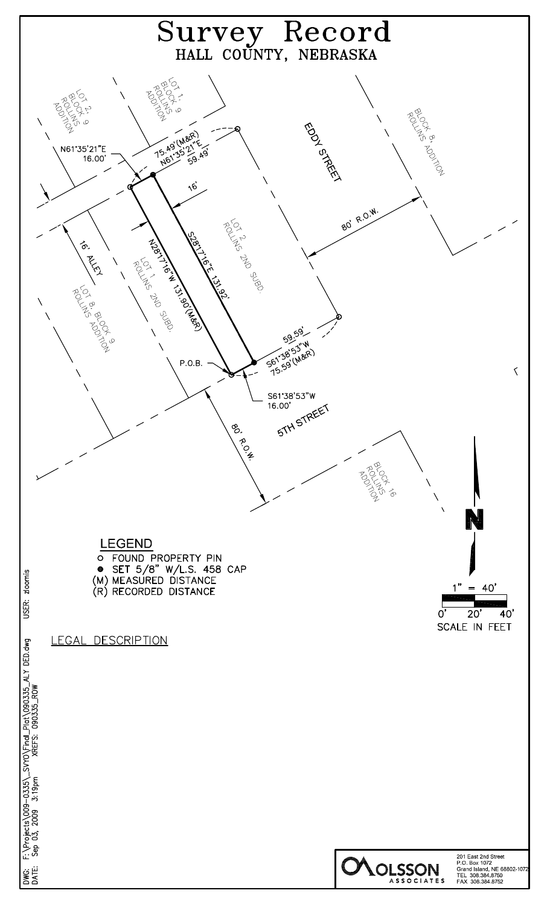# Survey Record

## HALL COUNTY, NEBRASKA

LOT 2, BLOCK 9 ROLLINS ADDITION

LOT 1, BLOCK 9 ROLLINS ADDITION

BLOCK 8, ROLLINS ADDITION

EDDY STREET

N61°35'21"E
16.00'

75.49'(M&R)
N61°35'21"E
59.49'

16'

LOT 2 ROLLINS 2ND SUBD.

80' R.O.W.

16' ALLEY

LOT 1 ROLLINS 2ND SUBD.

N28°17'16"W 131.90'(M&R)

S28°17'16"E 131.92'

LOT 8, BLOCK 9 ROLLINS ADDITION

P.O.B.

59.59'
S61°38'53"W
75.59'(M&R)

S61°38'53"W
16.00'

5TH STREET

80' R.O.W.

BLOCK 16 ROLLINS ADDITION

N

LEGEND

- ○ FOUND PROPERTY PIN
- ● SET 5/8" W/L.S. 458 CAP
- (M) MEASURED DISTANCE
- (R) RECORDED DISTANCE

1" = 40'

0' 20' 40'

SCALE IN FEET

LEGAL DESCRIPTION

DWG: F:\Projects\009-0335\_SVY0\Final_Plat\090335_ALY DED.dwg USER: zloomis
DATE: Sep 03, 2009 3:19pm XREFS: 090335_ROW

OLSSON ASSOCIATES

201 East 2nd Street
P.O. Box 1072
Grand Island, NE 68802-1072
TEL 308.384.8750
FAX 308.384.8752